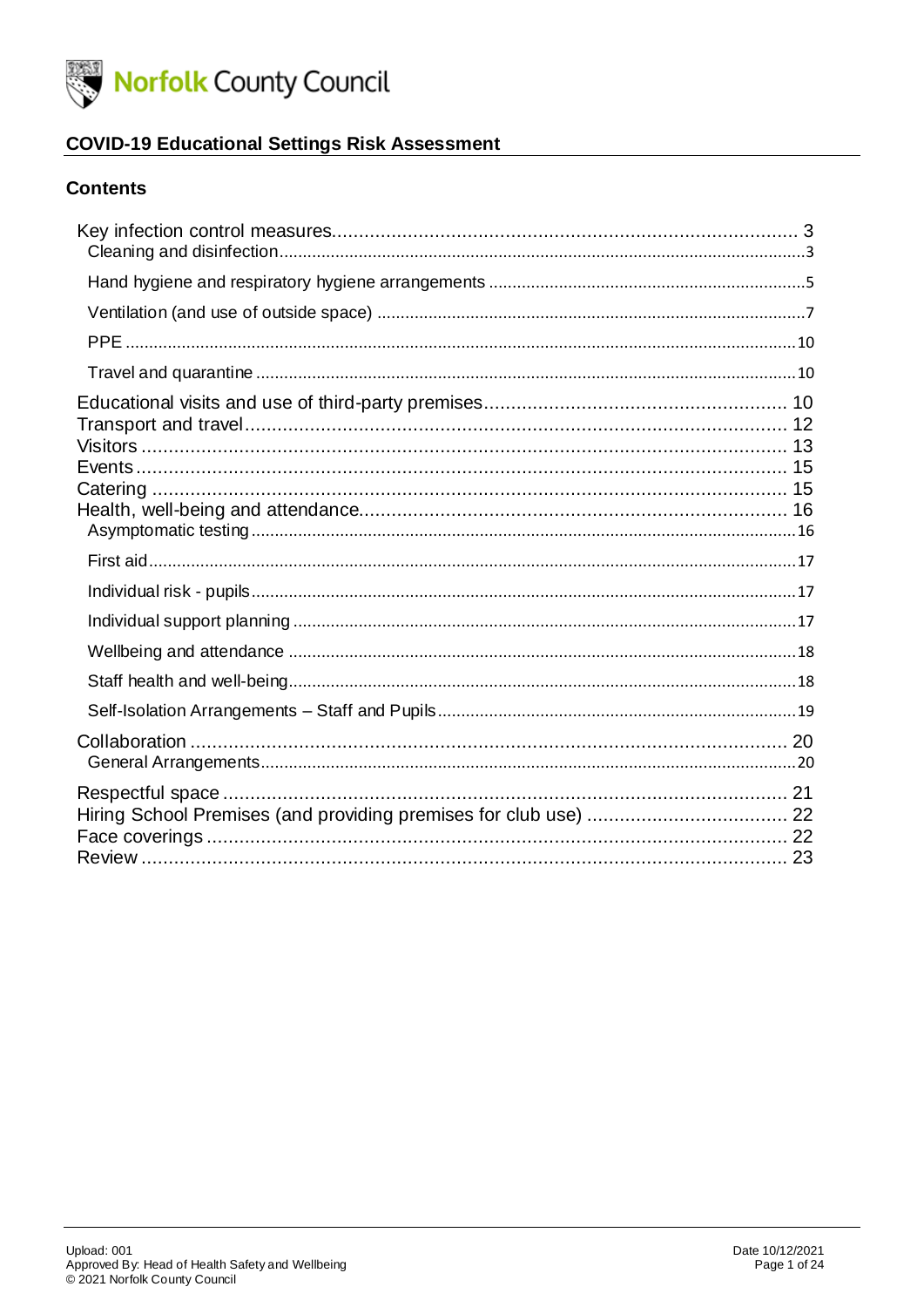Norfolk County Council

# COVID-19 Educational Settings Risk Assessment

## Contents

- Key infection control measures ..... 3
  - Cleaning and disinfection ..... 3
  - Hand hygiene and respiratory hygiene arrangements ..... 5
  - Ventilation (and use of outside space) ..... 7
  - PPE ..... 10
  - Travel and quarantine ..... 10
- Educational visits and use of third-party premises ..... 10
- Transport and travel ..... 12
- Visitors ..... 13
- Events ..... 15
- Catering ..... 15
- Health, well-being and attendance ..... 16
  - Asymptomatic testing ..... 16
  - First aid ..... 17
  - Individual risk - pupils ..... 17
  - Individual support planning ..... 17
  - Wellbeing and attendance ..... 18
  - Staff health and well-being ..... 18
  - Self-Isolation Arrangements – Staff and Pupils ..... 19
- Collaboration ..... 20
  - General Arrangements ..... 20
- Respectful space ..... 21
- Hiring School Premises (and providing premises for club use) ..... 22
- Face coverings ..... 22
- Review ..... 23

Upload: 001
Approved By: Head of Health Safety and Wellbeing
© 2021 Norfolk County Council

Date 10/12/2021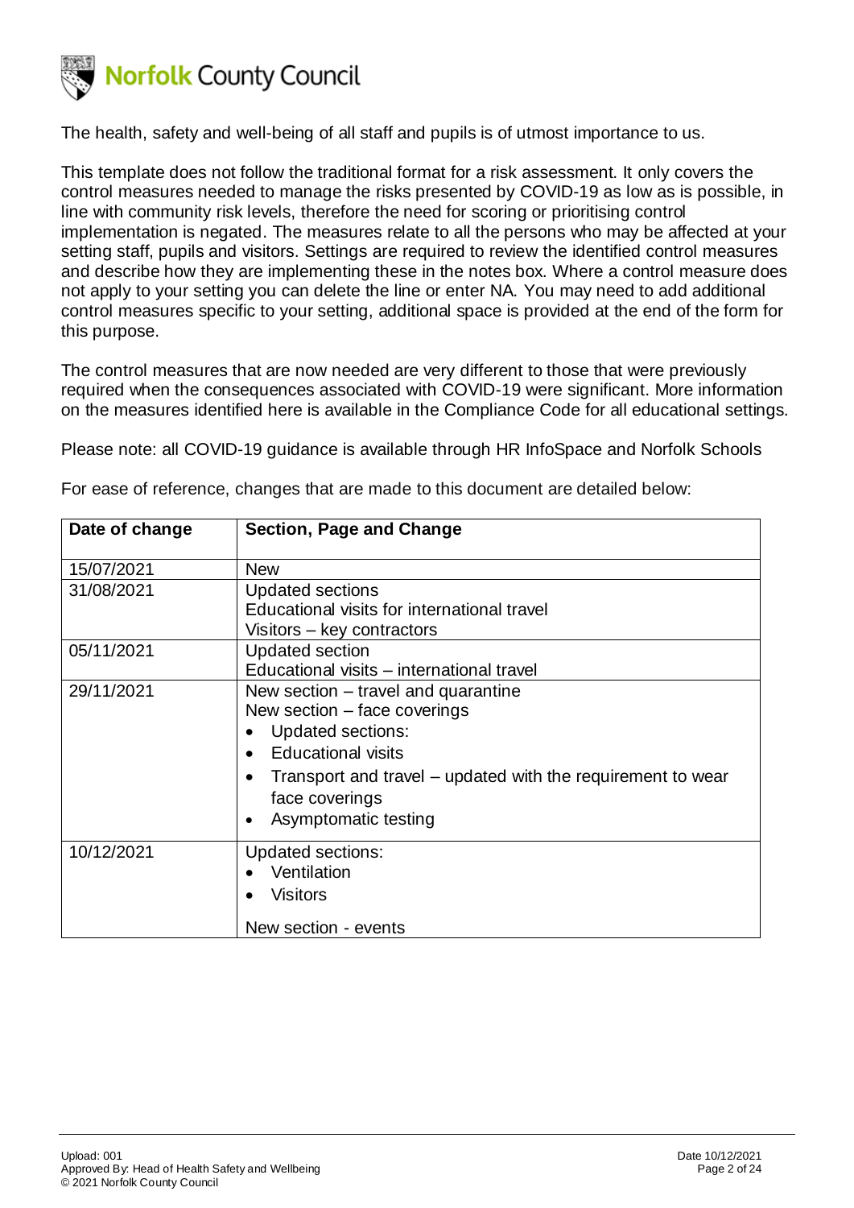The health, safety and well-being of all staff and pupils is of utmost importance to us.

This template does not follow the traditional format for a risk assessment. It only covers the control measures needed to manage the risks presented by COVID-19 as low as is possible, in line with community risk levels, therefore the need for scoring or prioritising control implementation is negated. The measures relate to all the persons who may be affected at your setting staff, pupils and visitors. Settings are required to review the identified control measures and describe how they are implementing these in the notes box. Where a control measure does not apply to your setting you can delete the line or enter NA. You may need to add additional control measures specific to your setting, additional space is provided at the end of the form for this purpose.

The control measures that are now needed are very different to those that were previously required when the consequences associated with COVID-19 were significant. More information on the measures identified here is available in the Compliance Code for all educational settings.

Please note: all COVID-19 guidance is available through HR InfoSpace and Norfolk Schools

For ease of reference, changes that are made to this document are detailed below:

| Date of change | Section, Page and Change |
|---|---|
| 15/07/2021 | New |
| 31/08/2021 | Updated sections<br>Educational visits for international travel<br>Visitors – key contractors |
| 05/11/2021 | Updated section<br>Educational visits – international travel |
| 29/11/2021 | New section – travel and quarantine<br>New section – face coverings<br>• Updated sections:<br>• Educational visits<br>• Transport and travel – updated with the requirement to wear face coverings<br>• Asymptomatic testing |
| 10/12/2021 | Updated sections:<br>• Ventilation<br>• Visitors<br><br>New section - events |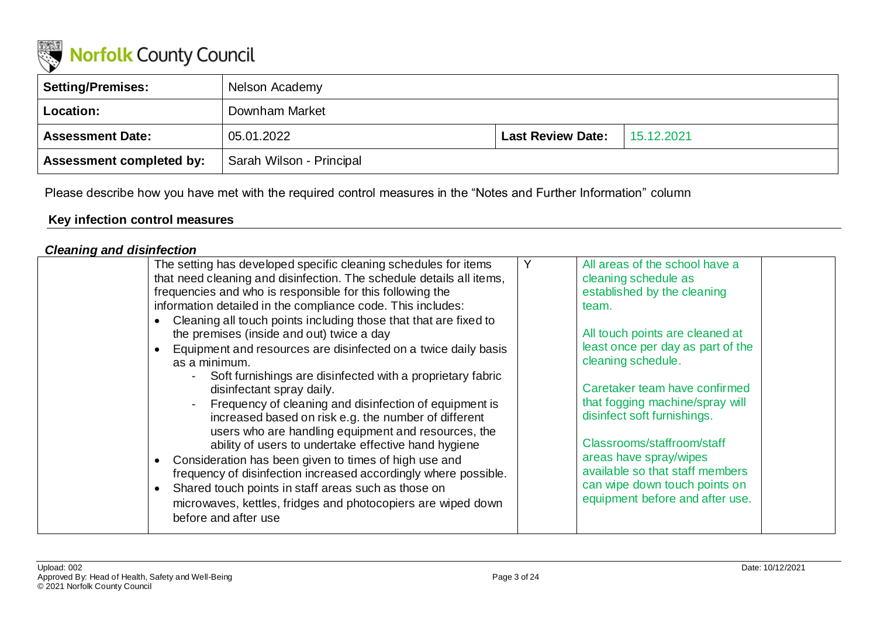Norfolk County Council

| Setting/Premises: | Nelson Academy | | |
|---|---|---|---|
| Location: | Downham Market | | |
| Assessment Date: | 05.01.2022 | Last Review Date: | 15.12.2021 |
| Assessment completed by: | Sarah Wilson - Principal | | |

Please describe how you have met with the required control measures in the "Notes and Further Information" column

## Key infection control measures

### *Cleaning and disinfection*

| | | | | |
|---|---|---|---|---|
| | The setting has developed specific cleaning schedules for items that need cleaning and disinfection. The schedule details all items, frequencies and who is responsible for this following the information detailed in the compliance code. This includes:<br>• Cleaning all touch points including those that that are fixed to the premises (inside and out) twice a day<br>• Equipment and resources are disinfected on a twice daily basis as a minimum.<br>&nbsp;&nbsp;- Soft furnishings are disinfected with a proprietary fabric disinfectant spray daily.<br>&nbsp;&nbsp;- Frequency of cleaning and disinfection of equipment is increased based on risk e.g. the number of different users who are handling equipment and resources, the ability of users to undertake effective hand hygiene<br>• Consideration has been given to times of high use and frequency of disinfection increased accordingly where possible.<br>• Shared touch points in staff areas such as those on microwaves, kettles, fridges and photocopiers are wiped down before and after use | Y | All areas of the school have a cleaning schedule as established by the cleaning team.<br><br>All touch points are cleaned at least once per day as part of the cleaning schedule.<br><br>Caretaker team have confirmed that fogging machine/spray will disinfect soft furnishings.<br><br>Classrooms/staffroom/staff areas have spray/wipes available so that staff members can wipe down touch points on equipment before and after use. | |

Upload: 002
Approved By: Head of Health, Safety and Well-Being
© 2021 Norfolk County Council
Date: 10/12/2021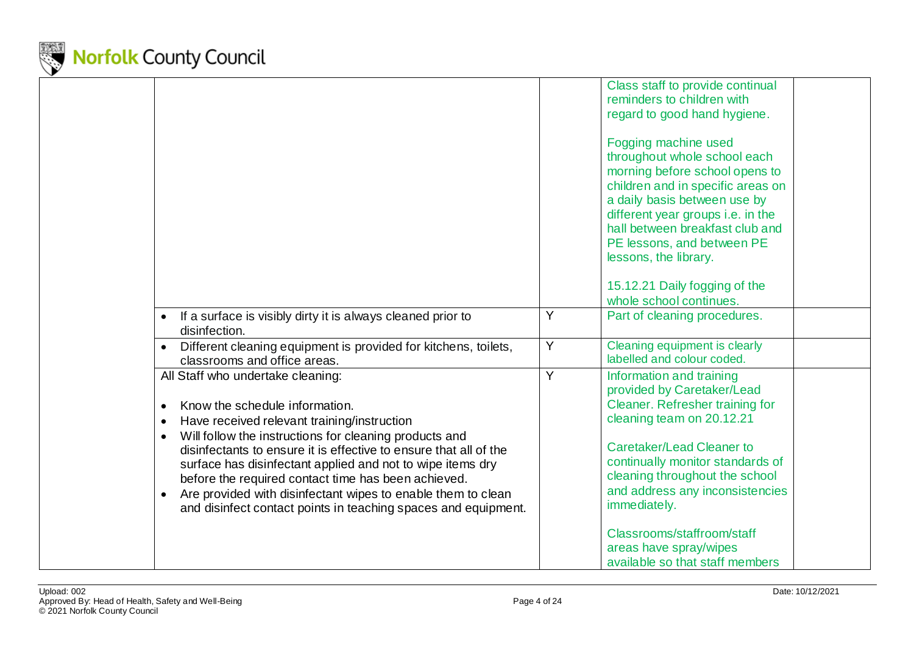| | | | | |
|---|---|---|---|---|
| | | | Class staff to provide continual reminders to children with regard to good hand hygiene.<br><br>Fogging machine used throughout whole school each morning before school opens to children and in specific areas on a daily basis between use by different year groups i.e. in the hall between breakfast club and PE lessons, and between PE lessons, the library.<br><br>15.12.21 Daily fogging of the whole school continues. | |
| | • If a surface is visibly dirty it is always cleaned prior to disinfection. | Y | Part of cleaning procedures. | |
| | • Different cleaning equipment is provided for kitchens, toilets, classrooms and office areas. | Y | Cleaning equipment is clearly labelled and colour coded. | |
| | All Staff who undertake cleaning:<br><br>• Know the schedule information.<br>• Have received relevant training/instruction<br>• Will follow the instructions for cleaning products and disinfectants to ensure it is effective to ensure that all of the surface has disinfectant applied and not to wipe items dry before the required contact time has been achieved.<br>• Are provided with disinfectant wipes to enable them to clean and disinfect contact points in teaching spaces and equipment. | Y | Information and training provided by Caretaker/Lead Cleaner. Refresher training for cleaning team on 20.12.21<br><br>Caretaker/Lead Cleaner to continually monitor standards of cleaning throughout the school and address any inconsistencies immediately.<br><br>Classrooms/staffroom/staff areas have spray/wipes available so that staff members | |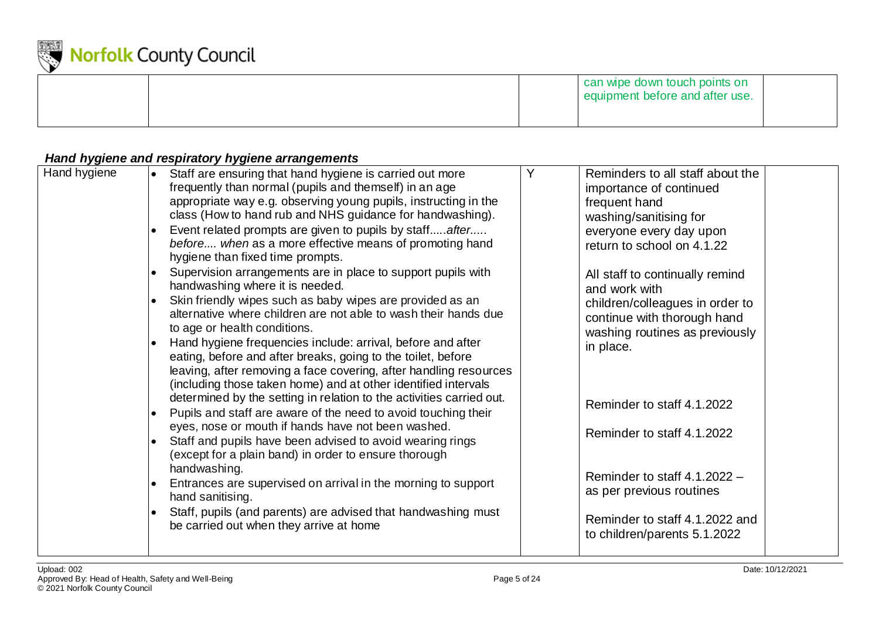| | | | can wipe down touch points on equipment before and after use. | |
|---|---|---|---|---|

### *Hand hygiene and respiratory hygiene arrangements*

| | | | | |
|---|---|---|---|---|
| Hand hygiene | • Staff are ensuring that hand hygiene is carried out more frequently than normal (pupils and themself) in an age appropriate way e.g. observing young pupils, instructing in the class (How to hand rub and NHS guidance for handwashing).<br>• Event related prompts are given to pupils by staff.....*after..... before.... when* as a more effective means of promoting hand hygiene than fixed time prompts.<br>• Supervision arrangements are in place to support pupils with handwashing where it is needed.<br>• Skin friendly wipes such as baby wipes are provided as an alternative where children are not able to wash their hands due to age or health conditions.<br>• Hand hygiene frequencies include: arrival, before and after eating, before and after breaks, going to the toilet, before leaving, after removing a face covering, after handling resources (including those taken home) and at other identified intervals determined by the setting in relation to the activities carried out.<br>• Pupils and staff are aware of the need to avoid touching their eyes, nose or mouth if hands have not been washed.<br>• Staff and pupils have been advised to avoid wearing rings (except for a plain band) in order to ensure thorough handwashing.<br>• Entrances are supervised on arrival in the morning to support hand sanitising.<br>• Staff, pupils (and parents) are advised that handwashing must be carried out when they arrive at home | Y | Reminders to all staff about the importance of continued frequent hand washing/sanitising for everyone every day upon return to school on 4.1.22<br><br>All staff to continually remind and work with children/colleagues in order to continue with thorough hand washing routines as previously in place.<br><br>Reminder to staff 4.1.2022<br><br>Reminder to staff 4.1.2022<br><br>Reminder to staff 4.1.2022 – as per previous routines<br><br>Reminder to staff 4.1.2022 and to children/parents 5.1.2022 | |

Upload: 002
Approved By: Head of Health, Safety and Well-Being
© 2021 Norfolk County Council
Date: 10/12/2021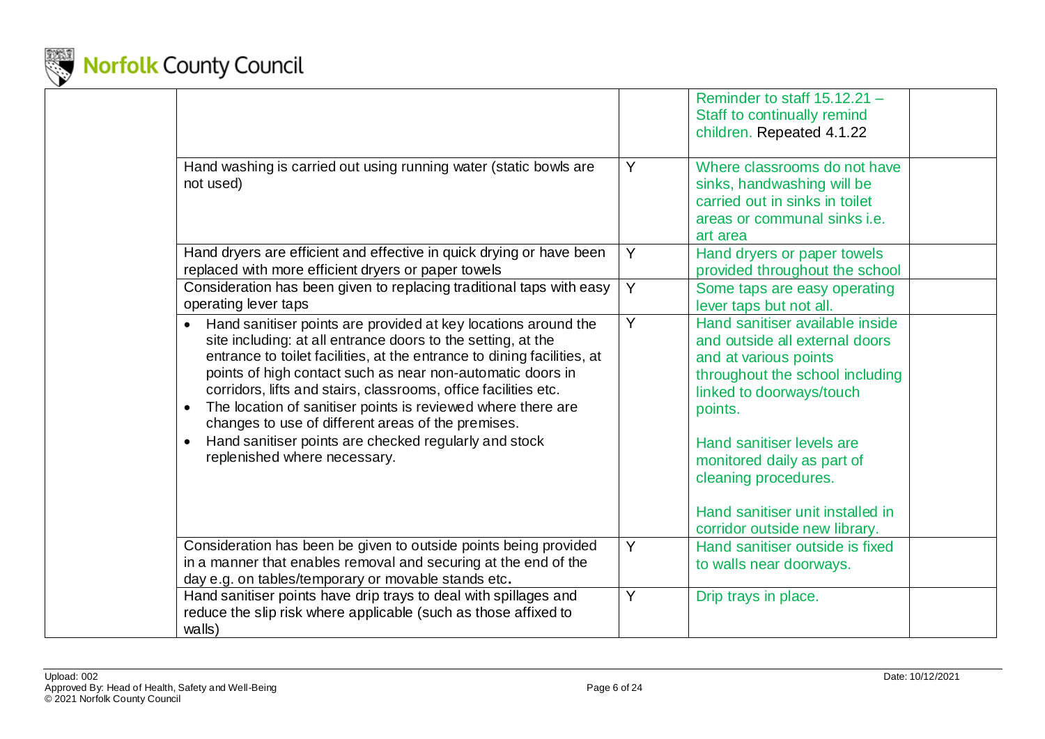| | | | | |
|---|---|---|---|---|
| | | | Reminder to staff 15.12.21 – Staff to continually remind children. Repeated 4.1.22 | |
| | Hand washing is carried out using running water (static bowls are not used) | Y | Where classrooms do not have sinks, handwashing will be carried out in sinks in toilet areas or communal sinks i.e. art area | |
| | Hand dryers are efficient and effective in quick drying or have been replaced with more efficient dryers or paper towels | Y | Hand dryers or paper towels provided throughout the school | |
| | Consideration has been given to replacing traditional taps with easy operating lever taps | Y | Some taps are easy operating lever taps but not all. | |
| | • Hand sanitiser points are provided at key locations around the site including: at all entrance doors to the setting, at the entrance to toilet facilities, at the entrance to dining facilities, at points of high contact such as near non-automatic doors in corridors, lifts and stairs, classrooms, office facilities etc.<br>• The location of sanitiser points is reviewed where there are changes to use of different areas of the premises.<br>• Hand sanitiser points are checked regularly and stock replenished where necessary. | Y | Hand sanitiser available inside and outside all external doors and at various points throughout the school including linked to doorways/touch points.<br><br>Hand sanitiser levels are monitored daily as part of cleaning procedures.<br><br>Hand sanitiser unit installed in corridor outside new library. | |
| | Consideration has been be given to outside points being provided in a manner that enables removal and securing at the end of the day e.g. on tables/temporary or movable stands etc**.** | Y | Hand sanitiser outside is fixed to walls near doorways. | |
| | Hand sanitiser points have drip trays to deal with spillages and reduce the slip risk where applicable (such as those affixed to walls) | Y | Drip trays in place. | |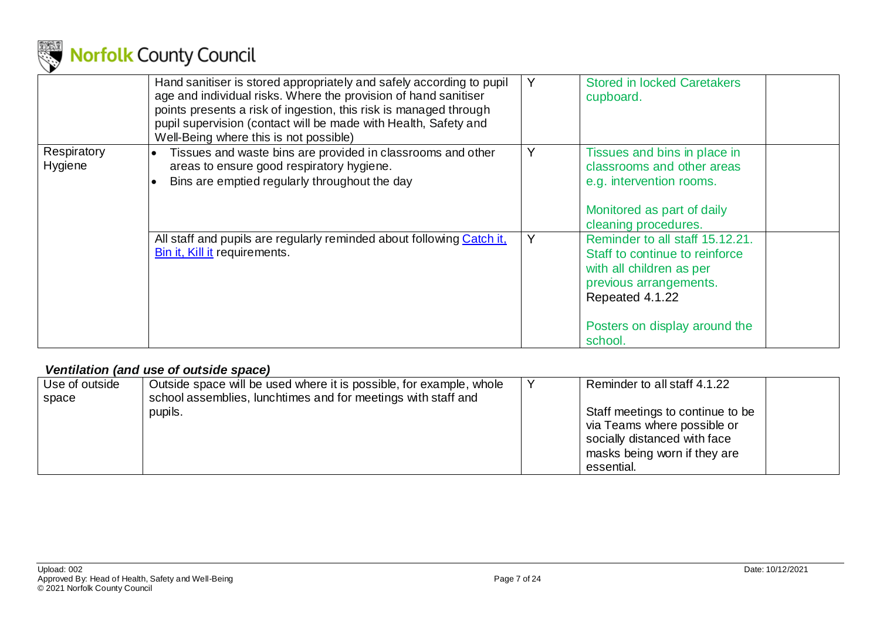| | | | | |
|---|---|---|---|---|
| | Hand sanitiser is stored appropriately and safely according to pupil age and individual risks. Where the provision of hand sanitiser points presents a risk of ingestion, this risk is managed through pupil supervision (contact will be made with Health, Safety and Well-Being where this is not possible) | Y | Stored in locked Caretakers cupboard. | |
| Respiratory Hygiene | • Tissues and waste bins are provided in classrooms and other areas to ensure good respiratory hygiene.<br>• Bins are emptied regularly throughout the day | Y | Tissues and bins in place in classrooms and other areas e.g. intervention rooms.<br><br>Monitored as part of daily cleaning procedures. | |
| | All staff and pupils are regularly reminded about following Catch it, Bin it, Kill it requirements. | Y | Reminder to all staff 15.12.21. Staff to continue to reinforce with all children as per previous arrangements. Repeated 4.1.22<br><br>Posters on display around the school. | |

### *Ventilation (and use of outside space)*

| | | | | |
|---|---|---|---|---|
| Use of outside space | Outside space will be used where it is possible, for example, whole school assemblies, lunchtimes and for meetings with staff and pupils. | Y | Reminder to all staff 4.1.22<br><br>Staff meetings to continue to be via Teams where possible or socially distanced with face masks being worn if they are essential. | |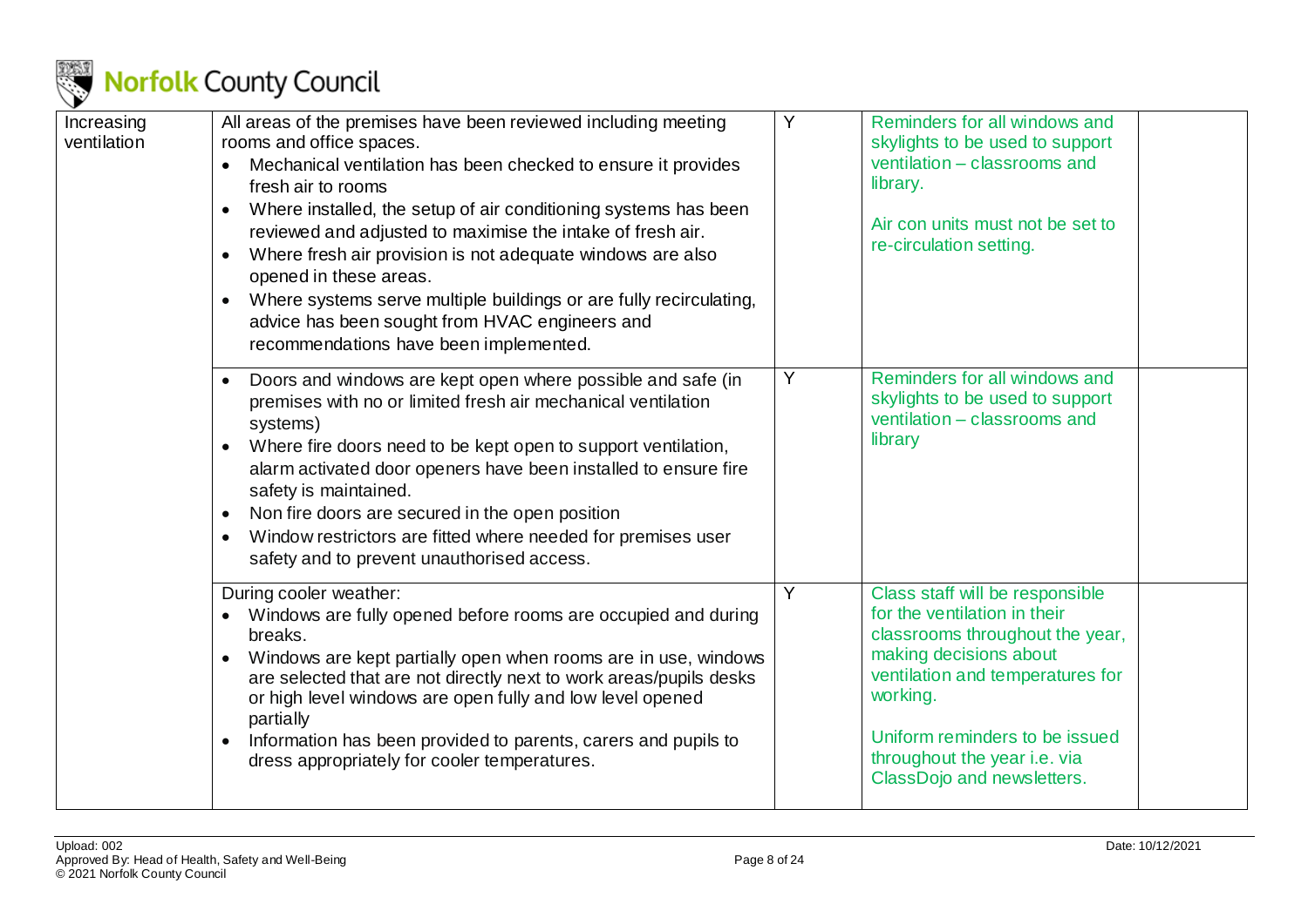| Increasing ventilation | All areas of the premises have been reviewed including meeting rooms and office spaces.<br>• Mechanical ventilation has been checked to ensure it provides fresh air to rooms<br>• Where installed, the setup of air conditioning systems has been reviewed and adjusted to maximise the intake of fresh air.<br>• Where fresh air provision is not adequate windows are also opened in these areas.<br>• Where systems serve multiple buildings or are fully recirculating, advice has been sought from HVAC engineers and recommendations have been implemented. | Y | Reminders for all windows and skylights to be used to support ventilation – classrooms and library.<br><br>Air con units must not be set to re-circulation setting. | |
|---|---|---|---|---|
| | • Doors and windows are kept open where possible and safe (in premises with no or limited fresh air mechanical ventilation systems)<br>• Where fire doors need to be kept open to support ventilation, alarm activated door openers have been installed to ensure fire safety is maintained.<br>• Non fire doors are secured in the open position<br>• Window restrictors are fitted where needed for premises user safety and to prevent unauthorised access. | Y | Reminders for all windows and skylights to be used to support ventilation – classrooms and library | |
| | During cooler weather:<br>• Windows are fully opened before rooms are occupied and during breaks.<br>• Windows are kept partially open when rooms are in use, windows are selected that are not directly next to work areas/pupils desks or high level windows are open fully and low level opened partially<br>• Information has been provided to parents, carers and pupils to dress appropriately for cooler temperatures. | Y | Class staff will be responsible for the ventilation in their classrooms throughout the year, making decisions about ventilation and temperatures for working.<br><br>Uniform reminders to be issued throughout the year i.e. via ClassDojo and newsletters. | |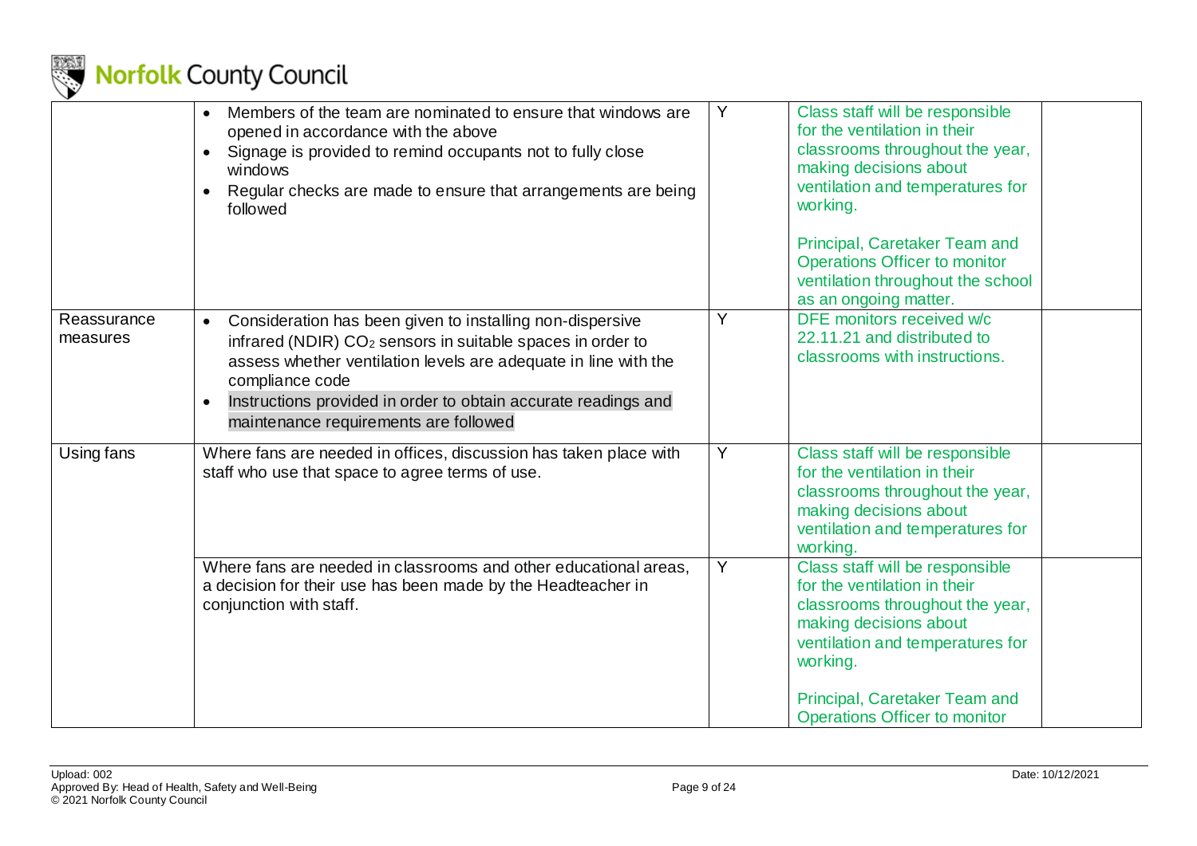| | | | | |
|---|---|---|---|---|
| | • Members of the team are nominated to ensure that windows are opened in accordance with the above<br>• Signage is provided to remind occupants not to fully close windows<br>• Regular checks are made to ensure that arrangements are being followed | Y | Class staff will be responsible for the ventilation in their classrooms throughout the year, making decisions about ventilation and temperatures for working.<br><br>Principal, Caretaker Team and Operations Officer to monitor ventilation throughout the school as an ongoing matter. | |
| Reassurance measures | • Consideration has been given to installing non-dispersive infrared (NDIR) $CO_2$ sensors in suitable spaces in order to assess whether ventilation levels are adequate in line with the compliance code<br>• Instructions provided in order to obtain accurate readings and maintenance requirements are followed | Y | DFE monitors received w/c 22.11.21 and distributed to classrooms with instructions. | |
| Using fans | Where fans are needed in offices, discussion has taken place with staff who use that space to agree terms of use. | Y | Class staff will be responsible for the ventilation in their classrooms throughout the year, making decisions about ventilation and temperatures for working. | |
| | Where fans are needed in classrooms and other educational areas, a decision for their use has been made by the Headteacher in conjunction with staff. | Y | Class staff will be responsible for the ventilation in their classrooms throughout the year, making decisions about ventilation and temperatures for working.<br><br>Principal, Caretaker Team and Operations Officer to monitor | |

Upload: 002
Approved By: Head of Health, Safety and Well-Being
© 2021 Norfolk County Council

Date: 10/12/2021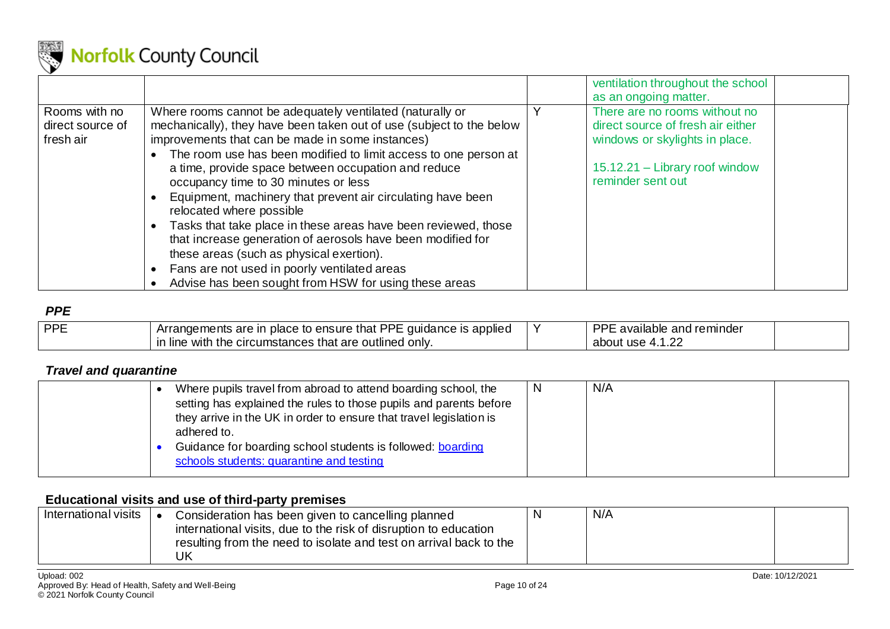| | | | | |
|---|---|---|---|---|
| | | | ventilation throughout the school as an ongoing matter. | |
| Rooms with no direct source of fresh air | Where rooms cannot be adequately ventilated (naturally or mechanically), they have been taken out of use (subject to the below improvements that can be made in some instances)<br>• The room use has been modified to limit access to one person at a time, provide space between occupation and reduce occupancy time to 30 minutes or less<br>• Equipment, machinery that prevent air circulating have been relocated where possible<br>• Tasks that take place in these areas have been reviewed, those that increase generation of aerosols have been modified for these areas (such as physical exertion).<br>• Fans are not used in poorly ventilated areas<br>• Advise has been sought from HSW for using these areas | Y | There are no rooms without no direct source of fresh air either windows or skylights in place.<br><br>15.12.21 – Library roof window reminder sent out | |

### *PPE*

| | | | | |
|---|---|---|---|---|
| PPE | Arrangements are in place to ensure that PPE guidance is applied in line with the circumstances that are outlined only. | Y | PPE available and reminder about use 4.1.22 | |

### *Travel and quarantine*

| | | | | |
|---|---|---|---|---|
| | • Where pupils travel from abroad to attend boarding school, the setting has explained the rules to those pupils and parents before they arrive in the UK in order to ensure that travel legislation is adhered to.<br>• Guidance for boarding school students is followed: [boarding schools students: quarantine and testing] | N | N/A | |

### Educational visits and use of third-party premises

| | | | | |
|---|---|---|---|---|
| International visits | • Consideration has been given to cancelling planned international visits, due to the risk of disruption to education resulting from the need to isolate and test on arrival back to the UK | N | N/A | |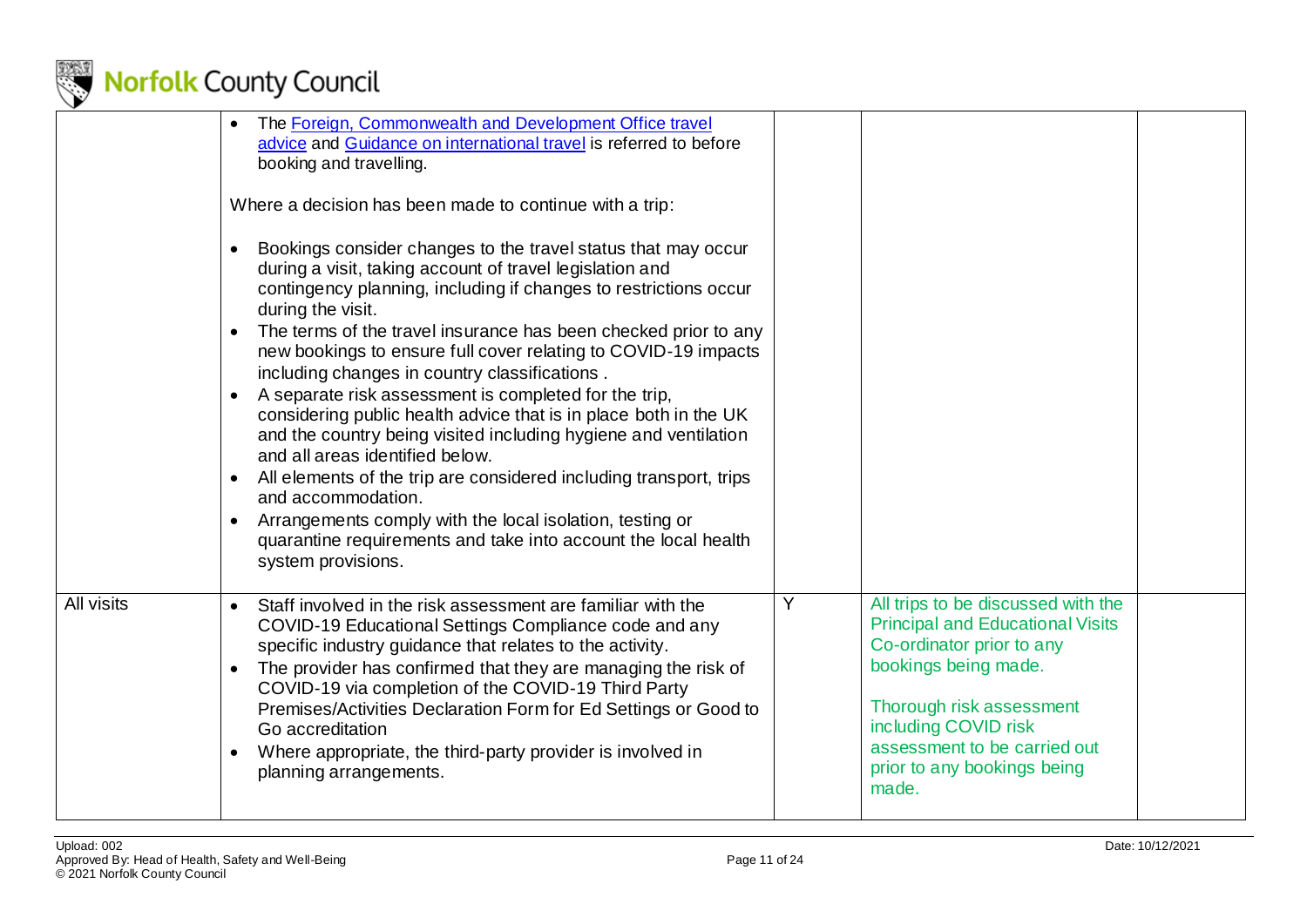| | | | | |
|---|---|---|---|---|
| | <ul><li>The [Foreign, Commonwealth and Development Office travel advice] and [Guidance on international travel] is referred to before booking and travelling.</li></ul>Where a decision has been made to continue with a trip:<ul><li>Bookings consider changes to the travel status that may occur during a visit, taking account of travel legislation and contingency planning, including if changes to restrictions occur during the visit.</li><li>The terms of the travel insurance has been checked prior to any new bookings to ensure full cover relating to COVID-19 impacts including changes in country classifications .</li><li>A separate risk assessment is completed for the trip, considering public health advice that is in place both in the UK and the country being visited including hygiene and ventilation and all areas identified below.</li><li>All elements of the trip are considered including transport, trips and accommodation.</li><li>Arrangements comply with the local isolation, testing or quarantine requirements and take into account the local health system provisions.</li></ul> | | | |
| All visits | <ul><li>Staff involved in the risk assessment are familiar with the COVID-19 Educational Settings Compliance code and any specific industry guidance that relates to the activity.</li><li>The provider has confirmed that they are managing the risk of COVID-19 via completion of the COVID-19 Third Party Premises/Activities Declaration Form for Ed Settings or Good to Go accreditation</li><li>Where appropriate, the third-party provider is involved in planning arrangements.</li></ul> | Y | All trips to be discussed with the Principal and Educational Visits Co-ordinator prior to any bookings being made.<br><br>Thorough risk assessment including COVID risk assessment to be carried out prior to any bookings being made. | |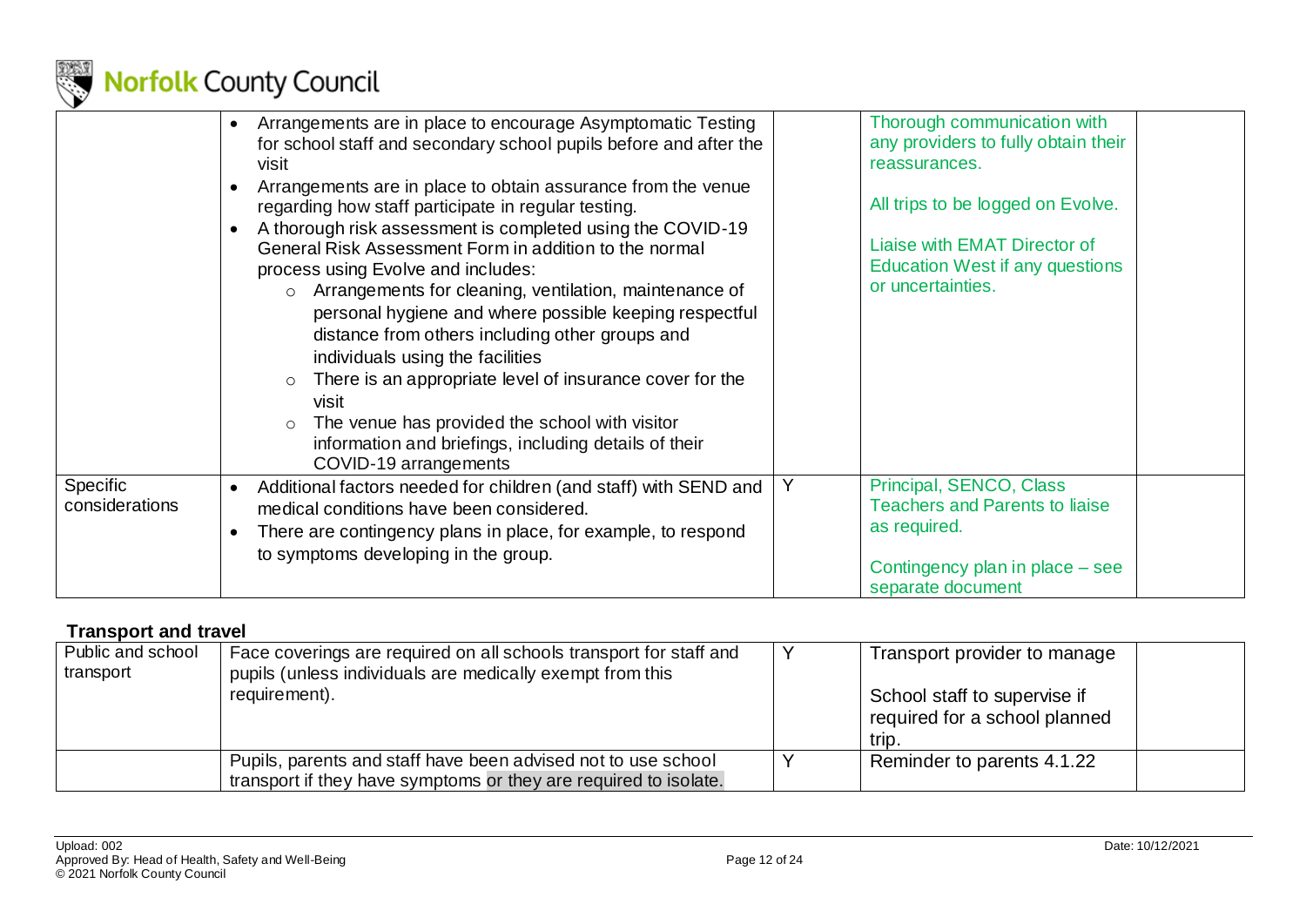| | | | | |
|---|---|---|---|---|
| | • Arrangements are in place to encourage Asymptomatic Testing for school staff and secondary school pupils before and after the visit<br>• Arrangements are in place to obtain assurance from the venue regarding how staff participate in regular testing.<br>• A thorough risk assessment is completed using the COVID-19 General Risk Assessment Form in addition to the normal process using Evolve and includes:<br>  ○ Arrangements for cleaning, ventilation, maintenance of personal hygiene and where possible keeping respectful distance from others including other groups and individuals using the facilities<br>  ○ There is an appropriate level of insurance cover for the visit<br>  ○ The venue has provided the school with visitor information and briefings, including details of their COVID-19 arrangements | | Thorough communication with any providers to fully obtain their reassurances.<br><br>All trips to be logged on Evolve.<br><br>Liaise with EMAT Director of Education West if any questions or uncertainties. | |
| Specific considerations | • Additional factors needed for children (and staff) with SEND and medical conditions have been considered.<br>• There are contingency plans in place, for example, to respond to symptoms developing in the group. | Y | Principal, SENCO, Class Teachers and Parents to liaise as required.<br><br>Contingency plan in place – see separate document | |

**Transport and travel**

| | | | | |
|---|---|---|---|---|
| Public and school transport | Face coverings are required on all schools transport for staff and pupils (unless individuals are medically exempt from this requirement). | Y | Transport provider to manage<br><br>School staff to supervise if required for a school planned trip. | |
| | Pupils, parents and staff have been advised not to use school transport if they have symptoms or they are required to isolate. | Y | Reminder to parents 4.1.22 | |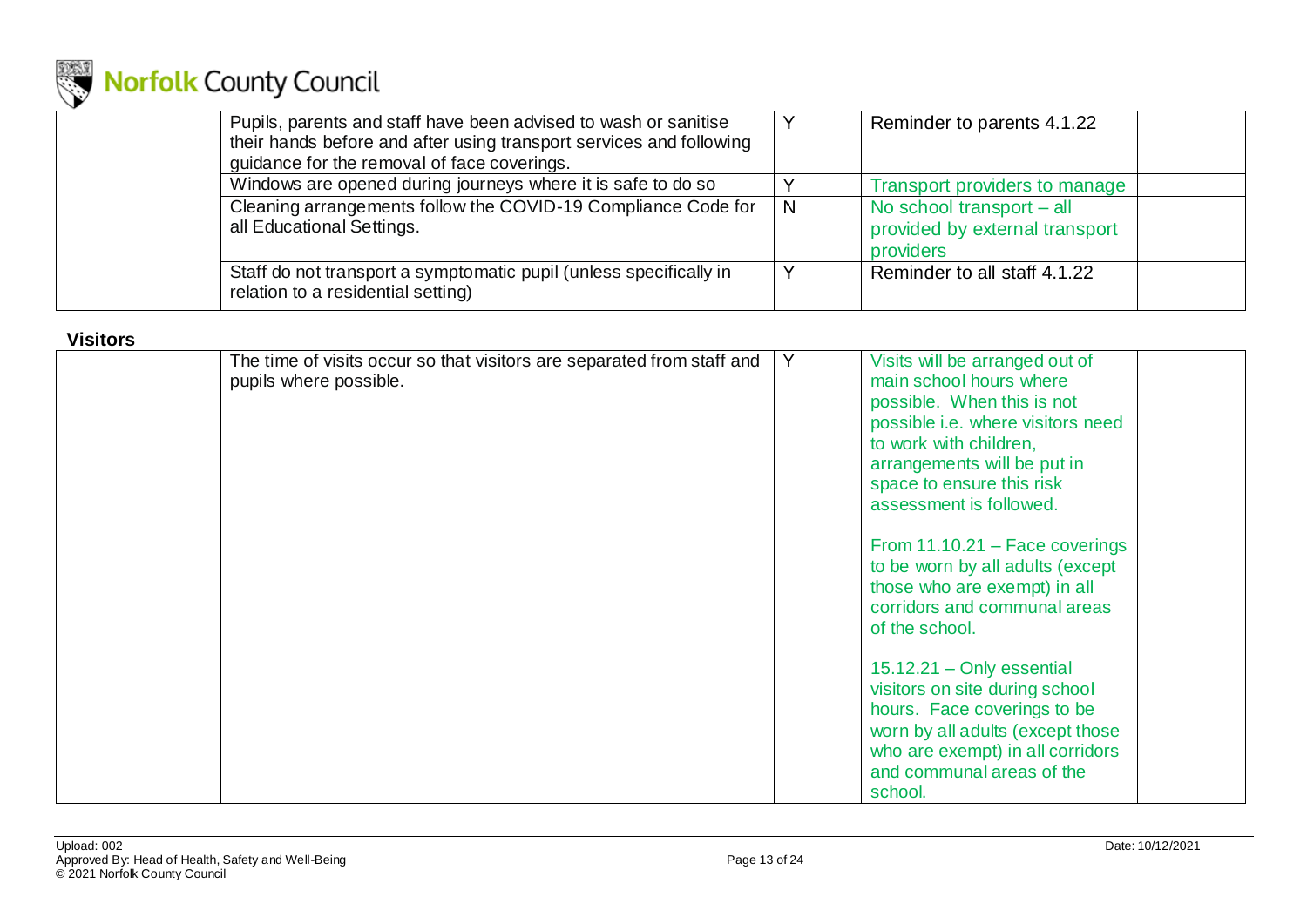| | | | | |
|---|---|---|---|---|
| | Pupils, parents and staff have been advised to wash or sanitise their hands before and after using transport services and following guidance for the removal of face coverings. | Y | Reminder to parents 4.1.22 | |
| | Windows are opened during journeys where it is safe to do so | Y | Transport providers to manage | |
| | Cleaning arrangements follow the COVID-19 Compliance Code for all Educational Settings. | N | No school transport – all provided by external transport providers | |
| | Staff do not transport a symptomatic pupil (unless specifically in relation to a residential setting) | Y | Reminder to all staff 4.1.22 | |

**Visitors**

| | | | | |
|---|---|---|---|---|
| | The time of visits occur so that visitors are separated from staff and pupils where possible. | Y | Visits will be arranged out of main school hours where possible. When this is not possible i.e. where visitors need to work with children, arrangements will be put in space to ensure this risk assessment is followed.<br><br>From 11.10.21 – Face coverings to be worn by all adults (except those who are exempt) in all corridors and communal areas of the school.<br><br>15.12.21 – Only essential visitors on site during school hours. Face coverings to be worn by all adults (except those who are exempt) in all corridors and communal areas of the school. | |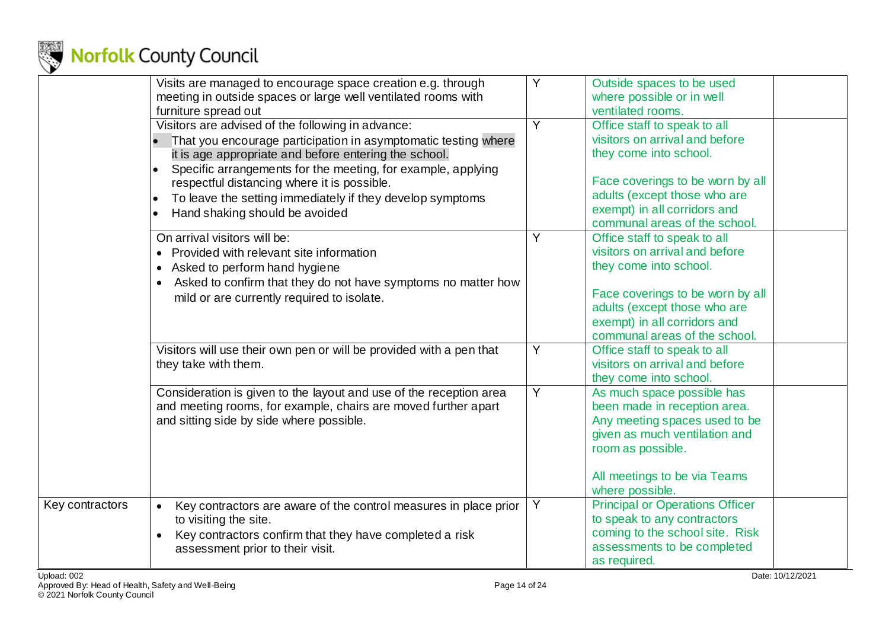| | | | | |
|---|---|---|---|---|
| | Visits are managed to encourage space creation e.g. through meeting in outside spaces or large well ventilated rooms with furniture spread out | Y | Outside spaces to be used where possible or in well ventilated rooms. | |
| | Visitors are advised of the following in advance:<br>• That you encourage participation in asymptomatic testing where it is age appropriate and before entering the school.<br>• Specific arrangements for the meeting, for example, applying respectful distancing where it is possible.<br>• To leave the setting immediately if they develop symptoms<br>• Hand shaking should be avoided | Y | Office staff to speak to all visitors on arrival and before they come into school.<br><br>Face coverings to be worn by all adults (except those who are exempt) in all corridors and communal areas of the school. | |
| | On arrival visitors will be:<br>• Provided with relevant site information<br>• Asked to perform hand hygiene<br>• Asked to confirm that they do not have symptoms no matter how mild or are currently required to isolate. | Y | Office staff to speak to all visitors on arrival and before they come into school.<br><br>Face coverings to be worn by all adults (except those who are exempt) in all corridors and communal areas of the school. | |
| | Visitors will use their own pen or will be provided with a pen that they take with them. | Y | Office staff to speak to all visitors on arrival and before they come into school. | |
| | Consideration is given to the layout and use of the reception area and meeting rooms, for example, chairs are moved further apart and sitting side by side where possible. | Y | As much space possible has been made in reception area. Any meeting spaces used to be given as much ventilation and room as possible.<br><br>All meetings to be via Teams where possible. | |
| Key contractors | • Key contractors are aware of the control measures in place prior to visiting the site.<br>• Key contractors confirm that they have completed a risk assessment prior to their visit. | Y | Principal or Operations Officer to speak to any contractors coming to the school site. Risk assessments to be completed as required. | |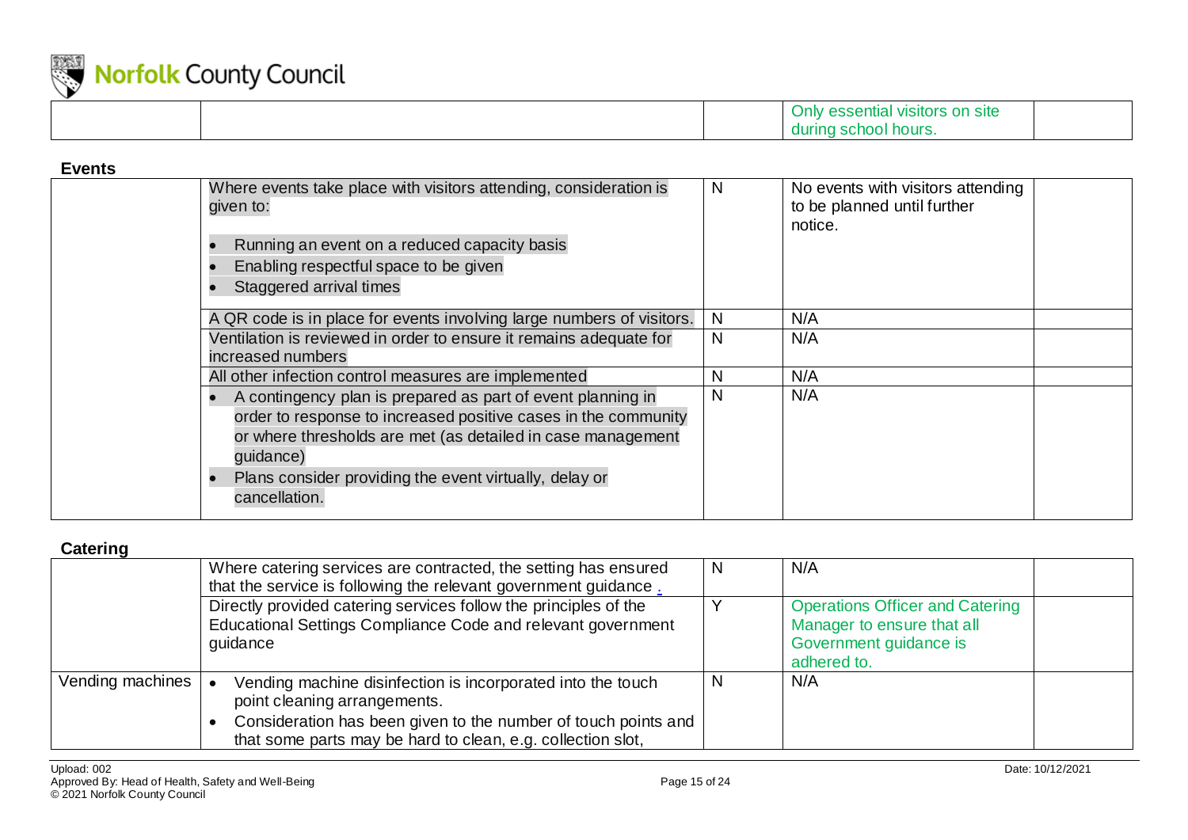| | | | Only essential visitors on site during school hours. | |
|---|---|---|---|---|

**Events**

| | | | | |
|---|---|---|---|---|
| | Where events take place with visitors attending, consideration is given to:<br><br>• Running an event on a reduced capacity basis<br>• Enabling respectful space to be given<br>• Staggered arrival times | N | No events with visitors attending to be planned until further notice. | |
| | A QR code is in place for events involving large numbers of visitors. | N | N/A | |
| | Ventilation is reviewed in order to ensure it remains adequate for increased numbers | N | N/A | |
| | All other infection control measures are implemented | N | N/A | |
| | • A contingency plan is prepared as part of event planning in order to response to increased positive cases in the community or where thresholds are met (as detailed in case management guidance)<br>• Plans consider providing the event virtually, delay or cancellation. | N | N/A | |

**Catering**

| | | | | |
|---|---|---|---|---|
| | Where catering services are contracted, the setting has ensured that the service is following the relevant government guidance . | N | N/A | |
| | Directly provided catering services follow the principles of the Educational Settings Compliance Code and relevant government guidance | Y | Operations Officer and Catering Manager to ensure that all Government guidance is adhered to. | |
| Vending machines | • Vending machine disinfection is incorporated into the touch point cleaning arrangements.<br>• Consideration has been given to the number of touch points and that some parts may be hard to clean, e.g. collection slot, | N | N/A | |

Upload: 002
Approved By: Head of Health, Safety and Well-Being
© 2021 Norfolk County Council

Date: 10/12/2021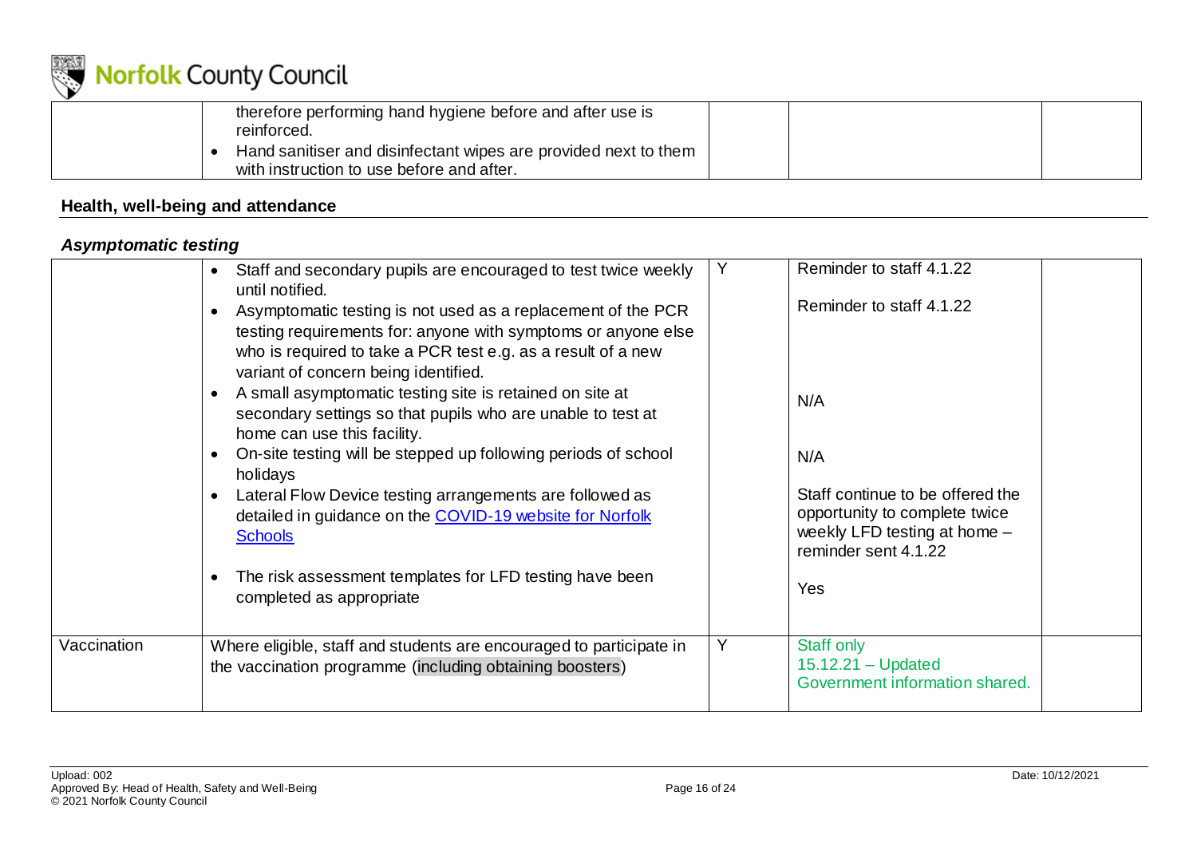| | | | | |
|---|---|---|---|---|
| | therefore performing hand hygiene before and after use is reinforced.<br>• Hand sanitiser and disinfectant wipes are provided next to them with instruction to use before and after. | | | |

## Health, well-being and attendance

### *Asymptomatic testing*

| | | | | |
|---|---|---|---|---|
| | • Staff and secondary pupils are encouraged to test twice weekly until notified.<br>• Asymptomatic testing is not used as a replacement of the PCR testing requirements for: anyone with symptoms or anyone else who is required to take a PCR test e.g. as a result of a new variant of concern being identified.<br>• A small asymptomatic testing site is retained on site at secondary settings so that pupils who are unable to test at home can use this facility.<br>• On-site testing will be stepped up following periods of school holidays<br>• Lateral Flow Device testing arrangements are followed as detailed in guidance on the [COVID-19 website for Norfolk Schools]<br>• The risk assessment templates for LFD testing have been completed as appropriate | Y | Reminder to staff 4.1.22<br>Reminder to staff 4.1.22<br>N/A<br>N/A<br>Staff continue to be offered the opportunity to complete twice weekly LFD testing at home – reminder sent 4.1.22<br>Yes | |
| Vaccination | Where eligible, staff and students are encouraged to participate in the vaccination programme (including obtaining boosters) | Y | Staff only<br>15.12.21 – Updated Government information shared. | |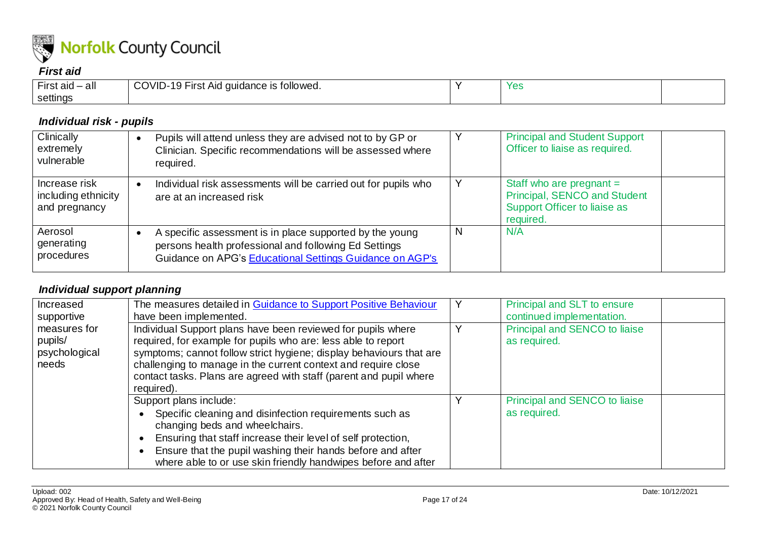### *First aid*

| | | | | |
|---|---|---|---|---|
| First aid – all settings | COVID-19 First Aid guidance is followed. | Y | Yes | |

### *Individual risk - pupils*

| | | | | |
|---|---|---|---|---|
| Clinically extremely vulnerable | • Pupils will attend unless they are advised not to by GP or Clinician. Specific recommendations will be assessed where required. | Y | Principal and Student Support Officer to liaise as required. | |
| Increase risk including ethnicity and pregnancy | • Individual risk assessments will be carried out for pupils who are at an increased risk | Y | Staff who are pregnant = Principal, SENCO and Student Support Officer to liaise as required. | |
| Aerosol generating procedures | • A specific assessment is in place supported by the young persons health professional and following Ed Settings Guidance on APG's [Educational Settings Guidance on AGP's]() | N | N/A | |

### *Individual support planning*

| | | | | |
|---|---|---|---|---|
| Increased supportive measures for pupils/ psychological needs | The measures detailed in [Guidance to Support Positive Behaviour]() have been implemented. | Y | Principal and SLT to ensure continued implementation. | |
| | Individual Support plans have been reviewed for pupils where required, for example for pupils who are: less able to report symptoms; cannot follow strict hygiene; display behaviours that are challenging to manage in the current context and require close contact tasks. Plans are agreed with staff (parent and pupil where required). | Y | Principal and SENCO to liaise as required. | |
| | Support plans include:<br>• Specific cleaning and disinfection requirements such as changing beds and wheelchairs.<br>• Ensuring that staff increase their level of self protection,<br>• Ensure that the pupil washing their hands before and after where able to or use skin friendly handwipes before and after | Y | Principal and SENCO to liaise as required. | |

Upload: 002
Approved By: Head of Health, Safety and Well-Being
© 2021 Norfolk County Council
Date: 10/12/2021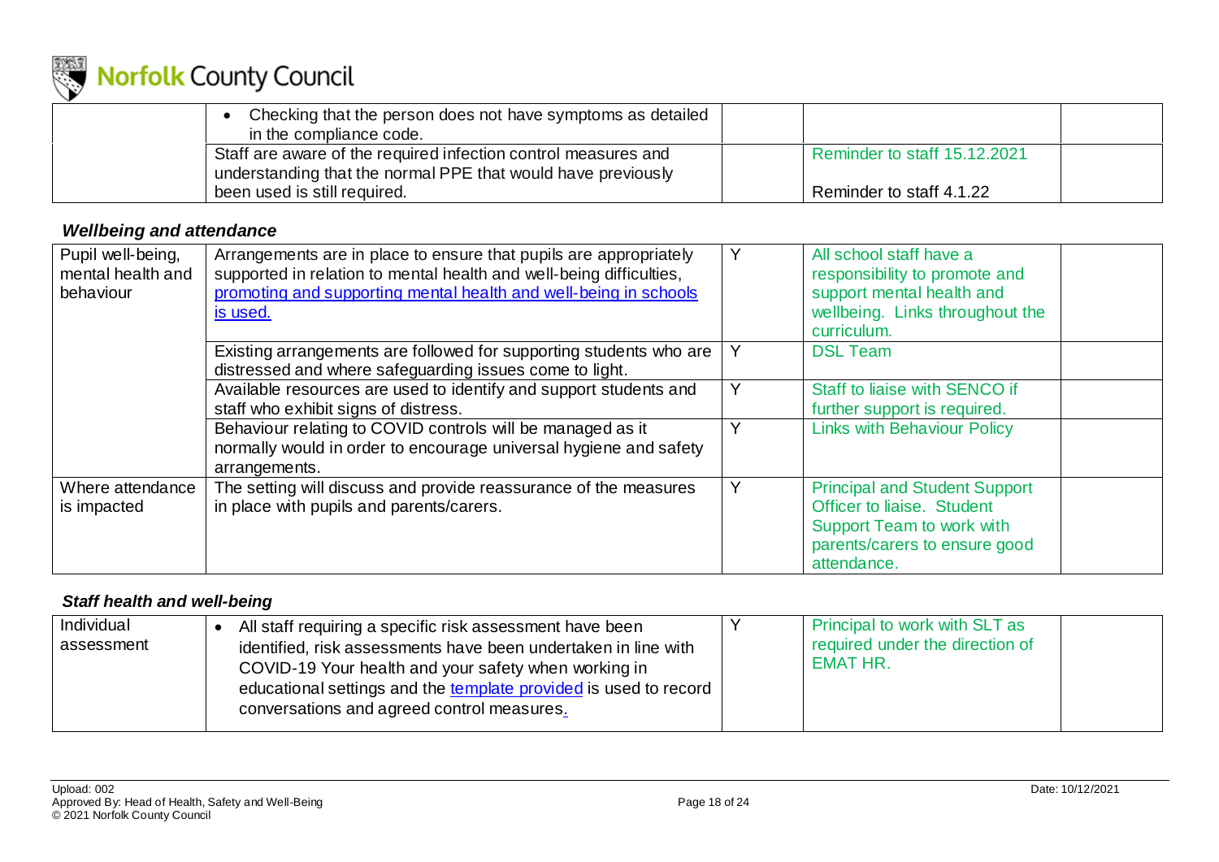| | • Checking that the person does not have symptoms as detailed in the compliance code. | | | |
|---|---|---|---|---|
| | Staff are aware of the required infection control measures and understanding that the normal PPE that would have previously been used is still required. | | Reminder to staff 15.12.2021<br><br>Reminder to staff 4.1.22 | |

### *Wellbeing and attendance*

| | | | | |
|---|---|---|---|---|
| Pupil well-being, mental health and behaviour | Arrangements are in place to ensure that pupils are appropriately supported in relation to mental health and well-being difficulties, [promoting and supporting mental health and well-being in schools is used.](#) | Y | All school staff have a responsibility to promote and support mental health and wellbeing. Links throughout the curriculum. | |
| | Existing arrangements are followed for supporting students who are distressed and where safeguarding issues come to light. | Y | DSL Team | |
| | Available resources are used to identify and support students and staff who exhibit signs of distress. | Y | Staff to liaise with SENCO if further support is required. | |
| | Behaviour relating to COVID controls will be managed as it normally would in order to encourage universal hygiene and safety arrangements. | Y | Links with Behaviour Policy | |
| Where attendance is impacted | The setting will discuss and provide reassurance of the measures in place with pupils and parents/carers. | Y | Principal and Student Support Officer to liaise. Student Support Team to work with parents/carers to ensure good attendance. | |

### *Staff health and well-being*

| | | | | |
|---|---|---|---|---|
| Individual assessment | • All staff requiring a specific risk assessment have been identified, risk assessments have been undertaken in line with COVID-19 Your health and your safety when working in educational settings and the [template provided](#) is used to record conversations and agreed control measures. | Y | Principal to work with SLT as required under the direction of EMAT HR. | |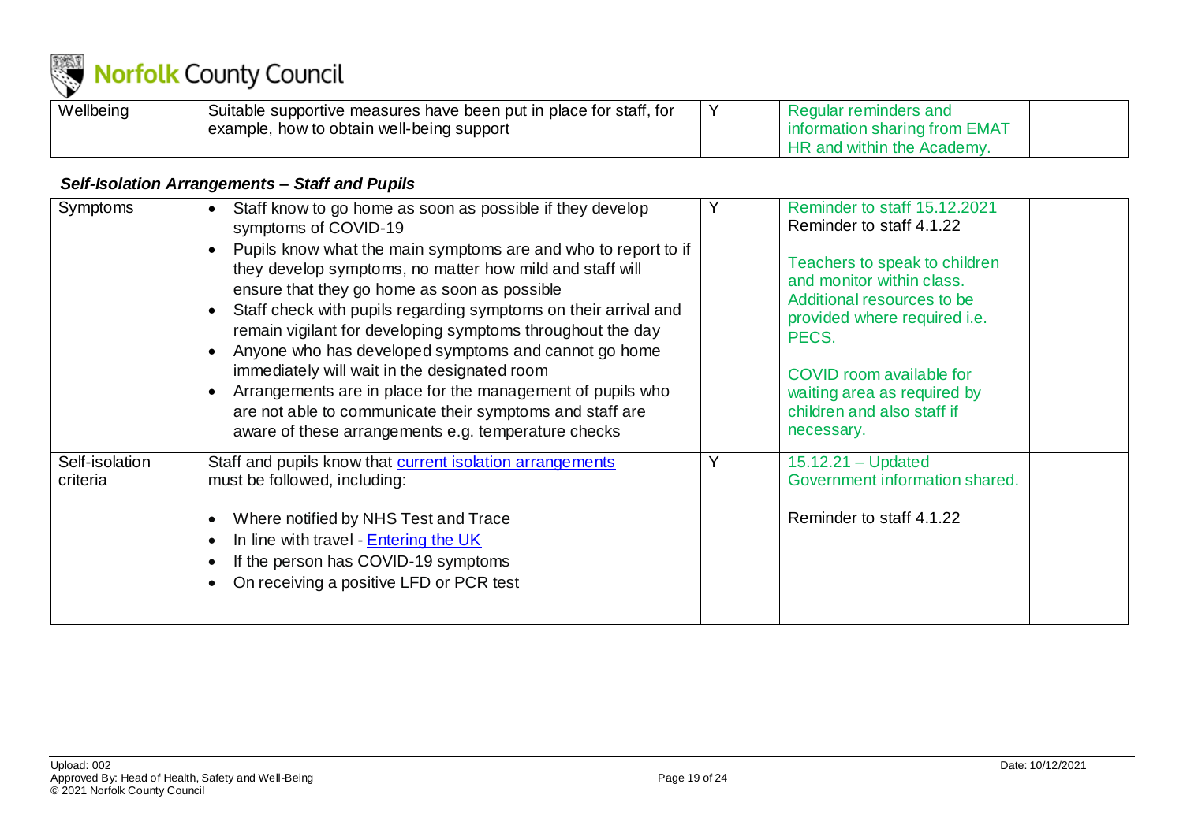| Wellbeing | Suitable supportive measures have been put in place for staff, for example, how to obtain well-being support | Y | Regular reminders and information sharing from EMAT HR and within the Academy. | |
|---|---|---|---|---|

### *Self-Isolation Arrangements – Staff and Pupils*

| Symptoms | • Staff know to go home as soon as possible if they develop symptoms of COVID-19<br>• Pupils know what the main symptoms are and who to report to if they develop symptoms, no matter how mild and staff will ensure that they go home as soon as possible<br>• Staff check with pupils regarding symptoms on their arrival and remain vigilant for developing symptoms throughout the day<br>• Anyone who has developed symptoms and cannot go home immediately will wait in the designated room<br>• Arrangements are in place for the management of pupils who are not able to communicate their symptoms and staff are aware of these arrangements e.g. temperature checks | Y | Reminder to staff 15.12.2021<br>Reminder to staff 4.1.22<br><br>Teachers to speak to children and monitor within class. Additional resources to be provided where required i.e. PECS.<br><br>COVID room available for waiting area as required by children and also staff if necessary. | |
|---|---|---|---|---|
| Self-isolation criteria | Staff and pupils know that current isolation arrangements must be followed, including:<br><br>• Where notified by NHS Test and Trace<br>• In line with travel - Entering the UK<br>• If the person has COVID-19 symptoms<br>• On receiving a positive LFD or PCR test | Y | 15.12.21 – Updated Government information shared.<br><br>Reminder to staff 4.1.22 | |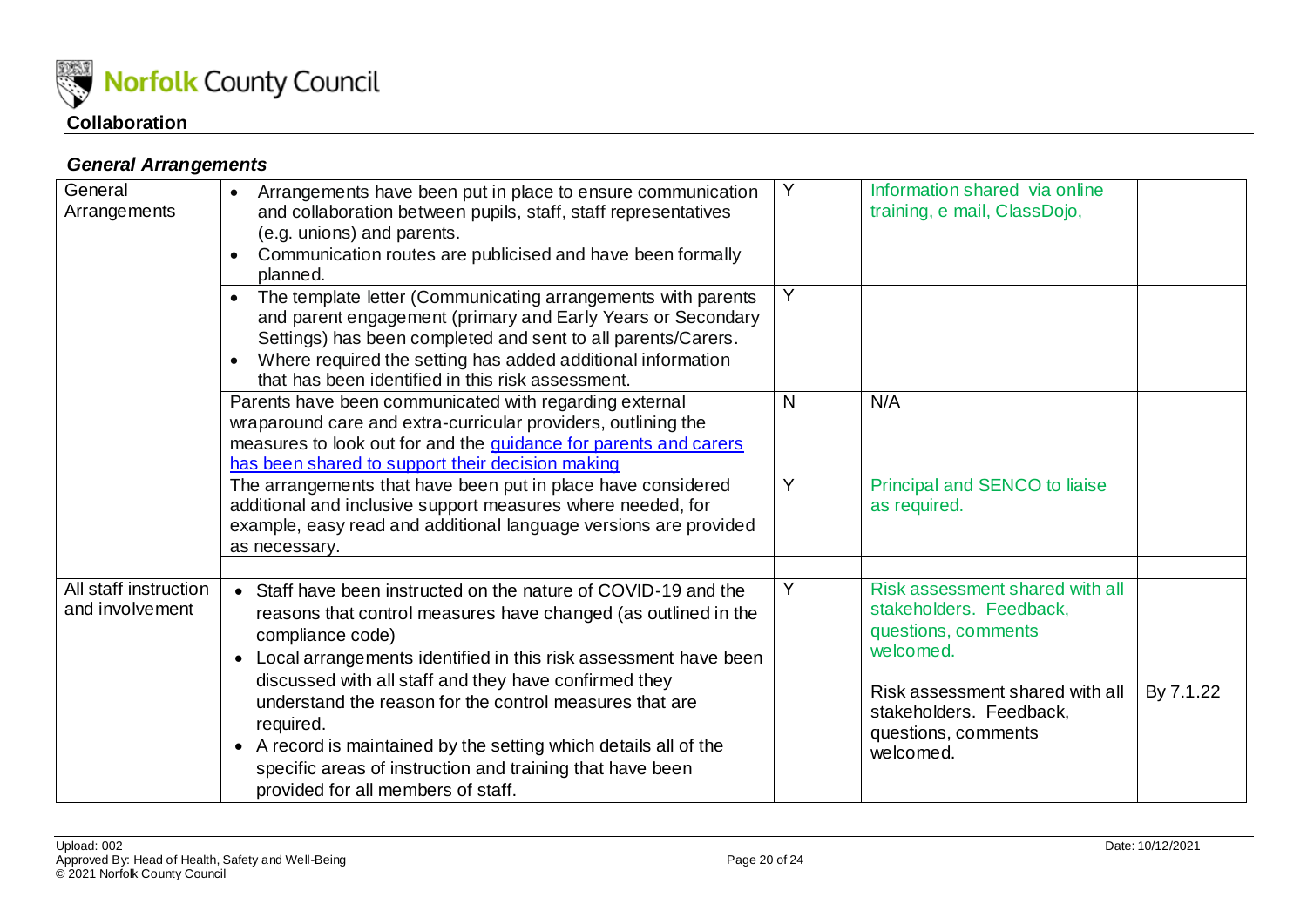## Collaboration

### *General Arrangements*

| | | | | |
|---|---|---|---|---|
| General Arrangements | • Arrangements have been put in place to ensure communication and collaboration between pupils, staff, staff representatives (e.g. unions) and parents.<br>• Communication routes are publicised and have been formally planned. | Y | Information shared via online training, e mail, ClassDojo, | |
| | • The template letter (Communicating arrangements with parents and parent engagement (primary and Early Years or Secondary Settings) has been completed and sent to all parents/Carers.<br>• Where required the setting has added additional information that has been identified in this risk assessment. | Y | | |
| | Parents have been communicated with regarding external wraparound care and extra-curricular providers, outlining the measures to look out for and the [guidance for parents and carers has been shared to support their decision making](#) | N | N/A | |
| | The arrangements that have been put in place have considered additional and inclusive support measures where needed, for example, easy read and additional language versions are provided as necessary. | Y | Principal and SENCO to liaise as required. | |
| | | | | |
| All staff instruction and involvement | • Staff have been instructed on the nature of COVID-19 and the reasons that control measures have changed (as outlined in the compliance code)<br>• Local arrangements identified in this risk assessment have been discussed with all staff and they have confirmed they understand the reason for the control measures that are required.<br>• A record is maintained by the setting which details all of the specific areas of instruction and training that have been provided for all members of staff. | Y | Risk assessment shared with all stakeholders. Feedback, questions, comments welcomed.<br><br>Risk assessment shared with all stakeholders. Feedback, questions, comments welcomed. | By 7.1.22 |

Upload: 002
Approved By: Head of Health, Safety and Well-Being
© 2021 Norfolk County Council
Date: 10/12/2021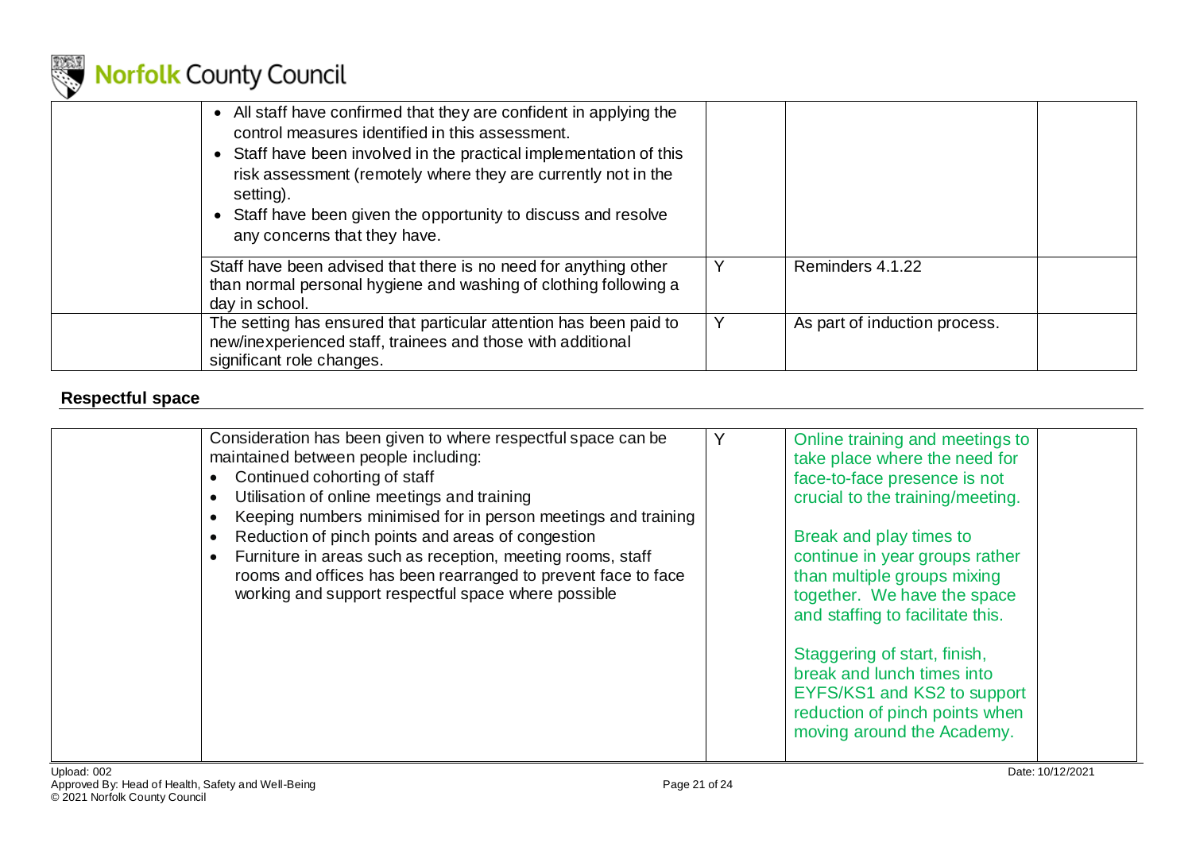|  |  |  |  |  |
|---|---|---|---|---|
|  | • All staff have confirmed that they are confident in applying the control measures identified in this assessment.<br>• Staff have been involved in the practical implementation of this risk assessment (remotely where they are currently not in the setting).<br>• Staff have been given the opportunity to discuss and resolve any concerns that they have. |  |  |  |
|  | Staff have been advised that there is no need for anything other than normal personal hygiene and washing of clothing following a day in school. | Y | Reminders 4.1.22 |  |
|  | The setting has ensured that particular attention has been paid to new/inexperienced staff, trainees and those with additional significant role changes. | Y | As part of induction process. |  |

## Respectful space

|  |  |  |  |  |
|---|---|---|---|---|
|  | Consideration has been given to where respectful space can be maintained between people including:<br>• Continued cohorting of staff<br>• Utilisation of online meetings and training<br>• Keeping numbers minimised for in person meetings and training<br>• Reduction of pinch points and areas of congestion<br>• Furniture in areas such as reception, meeting rooms, staff rooms and offices has been rearranged to prevent face to face working and support respectful space where possible | Y | Online training and meetings to take place where the need for face-to-face presence is not crucial to the training/meeting.<br><br>Break and play times to continue in year groups rather than multiple groups mixing together. We have the space and staffing to facilitate this.<br><br>Staggering of start, finish, break and lunch times into EYFS/KS1 and KS2 to support reduction of pinch points when moving around the Academy. |  |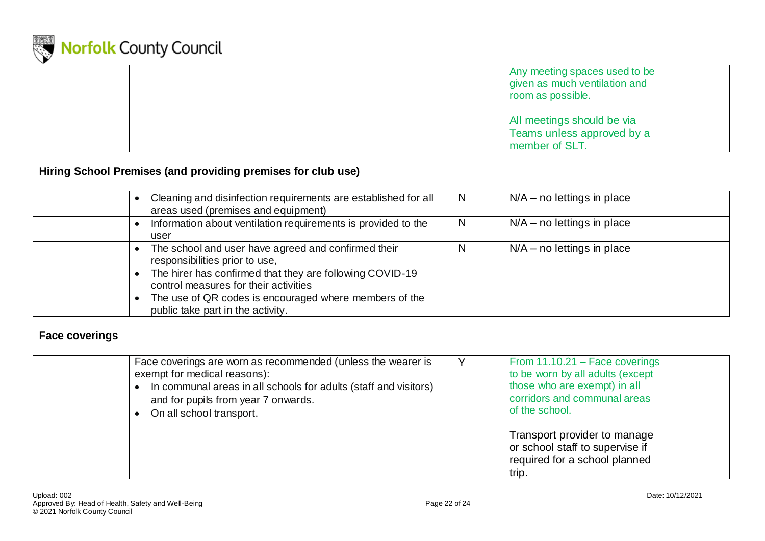| | | | | |
|---|---|---|---|---|
| | | | Any meeting spaces used to be given as much ventilation and room as possible.<br><br>All meetings should be via Teams unless approved by a member of SLT. | |

**Hiring School Premises (and providing premises for club use)**

| | | | | |
|---|---|---|---|---|
| | • Cleaning and disinfection requirements are established for all areas used (premises and equipment) | N | N/A – no lettings in place | |
| | • Information about ventilation requirements is provided to the user | N | N/A – no lettings in place | |
| | • The school and user have agreed and confirmed their responsibilities prior to use,<br>• The hirer has confirmed that they are following COVID-19 control measures for their activities<br>• The use of QR codes is encouraged where members of the public take part in the activity. | N | N/A – no lettings in place | |

**Face coverings**

| | | | | |
|---|---|---|---|---|
| | Face coverings are worn as recommended (unless the wearer is exempt for medical reasons):<br>• In communal areas in all schools for adults (staff and visitors) and for pupils from year 7 onwards.<br>• On all school transport. | Y | From 11.10.21 – Face coverings to be worn by all adults (except those who are exempt) in all corridors and communal areas of the school.<br><br>Transport provider to manage or school staff to supervise if required for a school planned trip. | |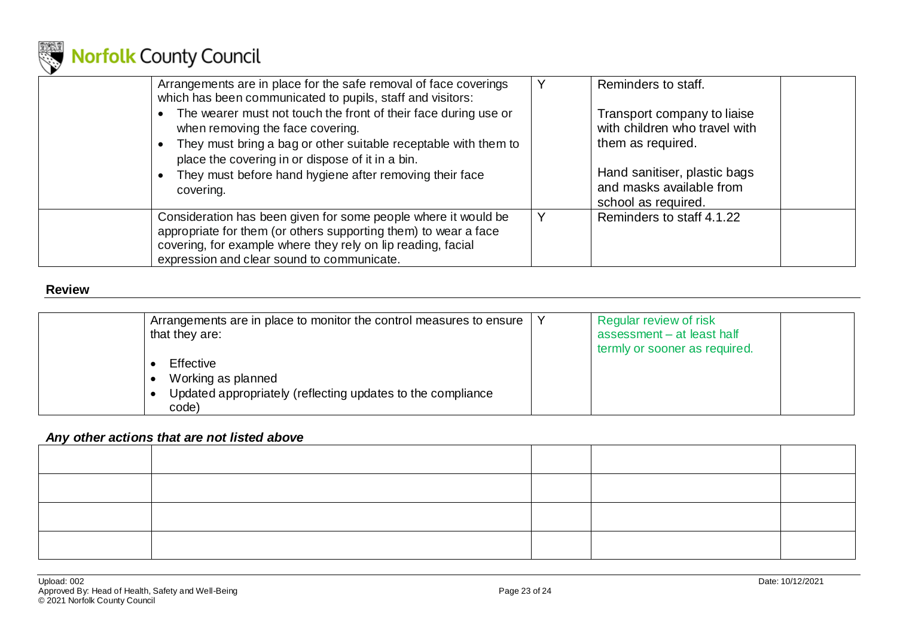| | | | | |
|---|---|---|---|---|
| | Arrangements are in place for the safe removal of face coverings which has been communicated to pupils, staff and visitors:<br>• The wearer must not touch the front of their face during use or when removing the face covering.<br>• They must bring a bag or other suitable receptable with them to place the covering in or dispose of it in a bin.<br>• They must before hand hygiene after removing their face covering. | Y | Reminders to staff.<br><br>Transport company to liaise with children who travel with them as required.<br><br>Hand sanitiser, plastic bags and masks available from school as required. | |
| | Consideration has been given for some people where it would be appropriate for them (or others supporting them) to wear a face covering, for example where they rely on lip reading, facial expression and clear sound to communicate. | Y | Reminders to staff 4.1.22 | |

**Review**

| | | | | |
|---|---|---|---|---|
| | Arrangements are in place to monitor the control measures to ensure that they are:<br>• Effective<br>• Working as planned<br>• Updated appropriately (reflecting updates to the compliance code) | Y | Regular review of risk assessment – at least half termly or sooner as required. | |

***Any other actions that are not listed above***

| | | | | |
|---|---|---|---|---|
| | | | | |
| | | | | |
| | | | | |
| | | | | |

Upload: 002
Approved By: Head of Health, Safety and Well-Being
© 2021 Norfolk County Council

Date: 10/12/2021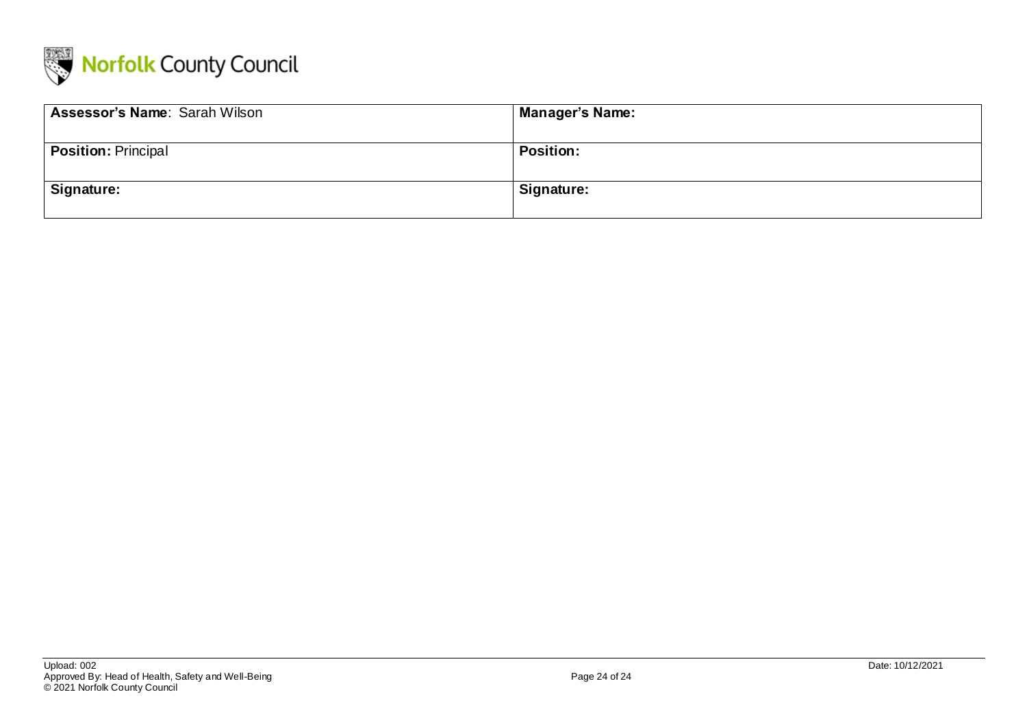| | |
|---|---|
| **Assessor's Name**: Sarah Wilson | **Manager's Name:** |
| **Position:** Principal | **Position:** |
| **Signature:** | **Signature:** |